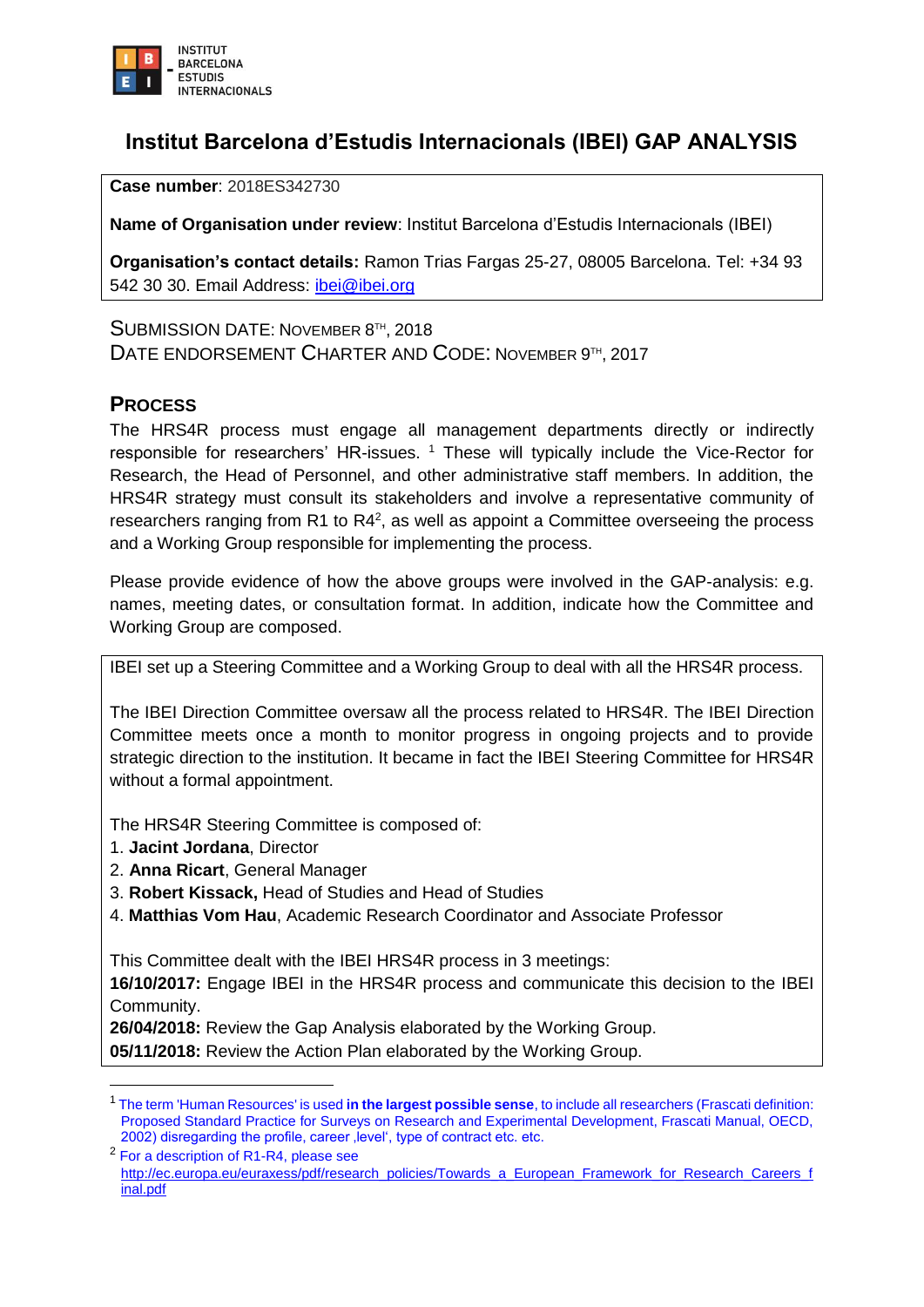# Institut Barcelona d'Estudis Internacionals (IBEI) GAP ANALYSIS

**Case number**: 2018ES342730

**Name of Organisation under review**: Institut Barcelona d'Estudis Internacionals (IBEI)

**Organisation's contact details:** Ramon Trias Fargas 25-27, 08005 Barcelona. Tel: +34 93 542 30 30. Email Address: ibei@ibei.org

SUBMISSION DATE: NOVEMBER 8TH, 2018
DATE ENDORSEMENT CHARTER AND CODE: NOVEMBER 9TH, 2017

## PROCESS

The HRS4R process must engage all management departments directly or indirectly responsible for researchers' HR-issues. [1] These will typically include the Vice-Rector for Research, the Head of Personnel, and other administrative staff members. In addition, the HRS4R strategy must consult its stakeholders and involve a representative community of researchers ranging from R1 to R4[2], as well as appoint a Committee overseeing the process and a Working Group responsible for implementing the process.

Please provide evidence of how the above groups were involved in the GAP-analysis: e.g. names, meeting dates, or consultation format. In addition, indicate how the Committee and Working Group are composed.

IBEI set up a Steering Committee and a Working Group to deal with all the HRS4R process.

The IBEI Direction Committee oversaw all the process related to HRS4R. The IBEI Direction Committee meets once a month to monitor progress in ongoing projects and to provide strategic direction to the institution. It became in fact the IBEI Steering Committee for HRS4R without a formal appointment.

The HRS4R Steering Committee is composed of:

1. **Jacint Jordana**, Director
2. **Anna Ricart**, General Manager
3. **Robert Kissack,** Head of Studies and Head of Studies
4. **Matthias Vom Hau**, Academic Research Coordinator and Associate Professor

This Committee dealt with the IBEI HRS4R process in 3 meetings:

**16/10/2017:** Engage IBEI in the HRS4R process and communicate this decision to the IBEI Community.
**26/04/2018:** Review the Gap Analysis elaborated by the Working Group.
**05/11/2018:** Review the Action Plan elaborated by the Working Group.

---

[1] The term 'Human Resources' is used **in the largest possible sense**, to include all researchers (Frascati definition: Proposed Standard Practice for Surveys on Research and Experimental Development, Frascati Manual, OECD, 2002) disregarding the profile, career ,level', type of contract etc. etc.

[2] For a description of R1-R4, please see http://ec.europa.eu/euraxess/pdf/research_policies/Towards_a_European_Framework_for_Research_Careers_final.pdf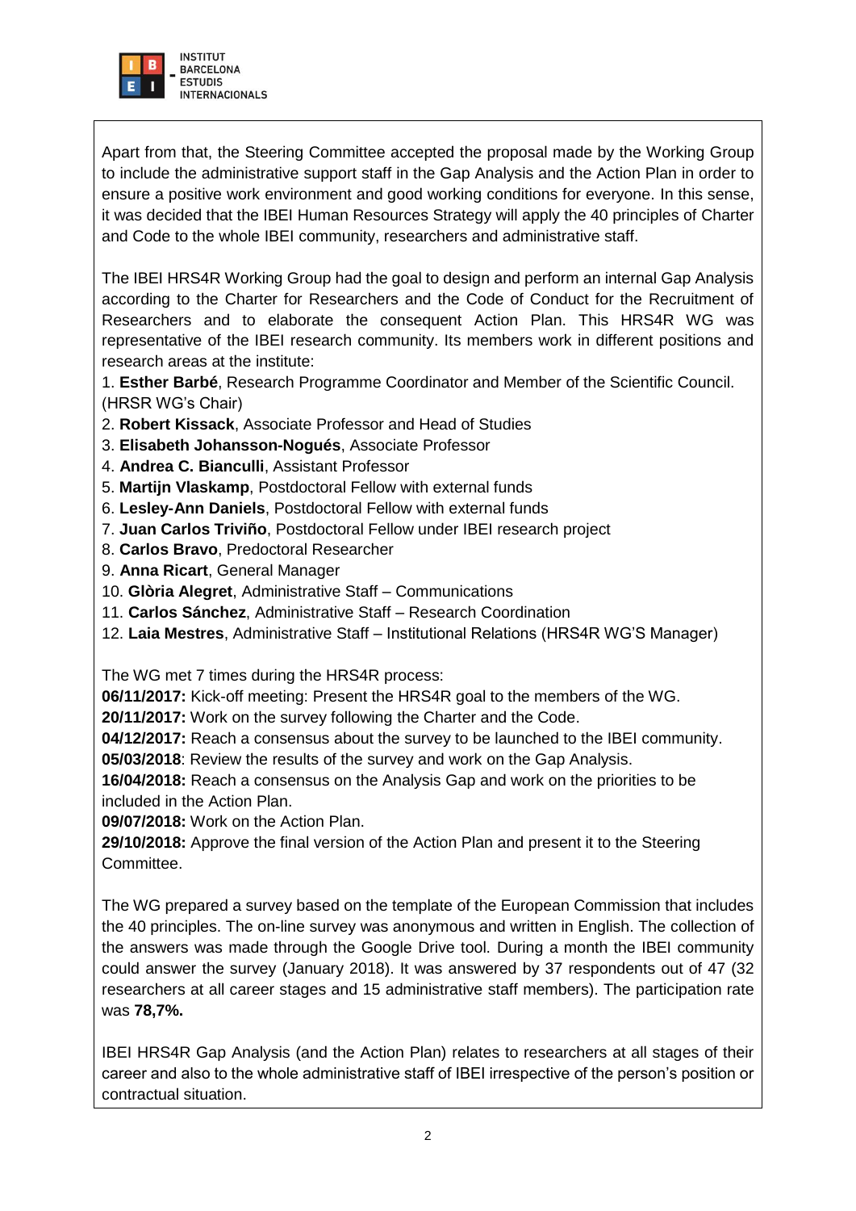Apart from that, the Steering Committee accepted the proposal made by the Working Group to include the administrative support staff in the Gap Analysis and the Action Plan in order to ensure a positive work environment and good working conditions for everyone. In this sense, it was decided that the IBEI Human Resources Strategy will apply the 40 principles of Charter and Code to the whole IBEI community, researchers and administrative staff.

The IBEI HRS4R Working Group had the goal to design and perform an internal Gap Analysis according to the Charter for Researchers and the Code of Conduct for the Recruitment of Researchers and to elaborate the consequent Action Plan. This HRS4R WG was representative of the IBEI research community. Its members work in different positions and research areas at the institute:

1. **Esther Barbé**, Research Programme Coordinator and Member of the Scientific Council. (HRSR WG's Chair)
2. **Robert Kissack**, Associate Professor and Head of Studies
3. **Elisabeth Johansson-Nogués**, Associate Professor
4. **Andrea C. Bianculli**, Assistant Professor
5. **Martijn Vlaskamp**, Postdoctoral Fellow with external funds
6. **Lesley-Ann Daniels**, Postdoctoral Fellow with external funds
7. **Juan Carlos Triviño**, Postdoctoral Fellow under IBEI research project
8. **Carlos Bravo**, Predoctoral Researcher
9. **Anna Ricart**, General Manager
10. **Glòria Alegret**, Administrative Staff – Communications
11. **Carlos Sánchez**, Administrative Staff – Research Coordination
12. **Laia Mestres**, Administrative Staff – Institutional Relations (HRS4R WG'S Manager)

The WG met 7 times during the HRS4R process:

**06/11/2017:** Kick-off meeting: Present the HRS4R goal to the members of the WG.
**20/11/2017:** Work on the survey following the Charter and the Code.
**04/12/2017:** Reach a consensus about the survey to be launched to the IBEI community.
**05/03/2018**: Review the results of the survey and work on the Gap Analysis.
**16/04/2018:** Reach a consensus on the Analysis Gap and work on the priorities to be included in the Action Plan.
**09/07/2018:** Work on the Action Plan.
**29/10/2018:** Approve the final version of the Action Plan and present it to the Steering Committee.

The WG prepared a survey based on the template of the European Commission that includes the 40 principles. The on-line survey was anonymous and written in English. The collection of the answers was made through the Google Drive tool. During a month the IBEI community could answer the survey (January 2018). It was answered by 37 respondents out of 47 (32 researchers at all career stages and 15 administrative staff members). The participation rate was **78,7%.**

IBEI HRS4R Gap Analysis (and the Action Plan) relates to researchers at all stages of their career and also to the whole administrative staff of IBEI irrespective of the person's position or contractual situation.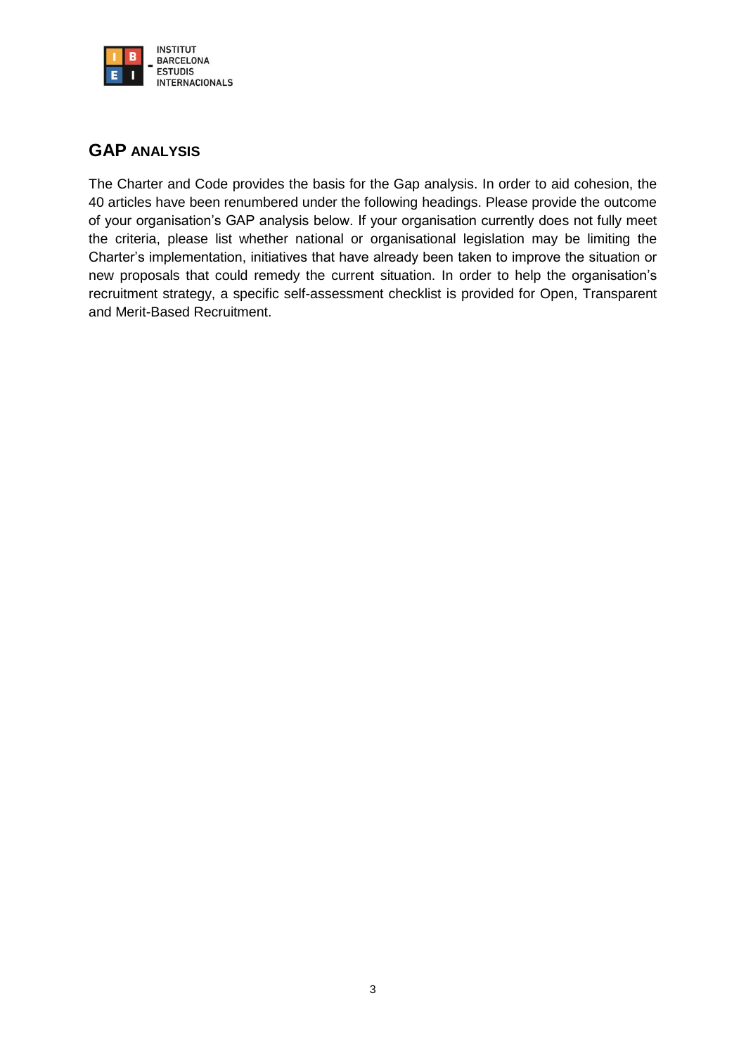## GAP ANALYSIS

The Charter and Code provides the basis for the Gap analysis. In order to aid cohesion, the 40 articles have been renumbered under the following headings. Please provide the outcome of your organisation's GAP analysis below. If your organisation currently does not fully meet the criteria, please list whether national or organisational legislation may be limiting the Charter's implementation, initiatives that have already been taken to improve the situation or new proposals that could remedy the current situation. In order to help the organisation's recruitment strategy, a specific self-assessment checklist is provided for Open, Transparent and Merit-Based Recruitment.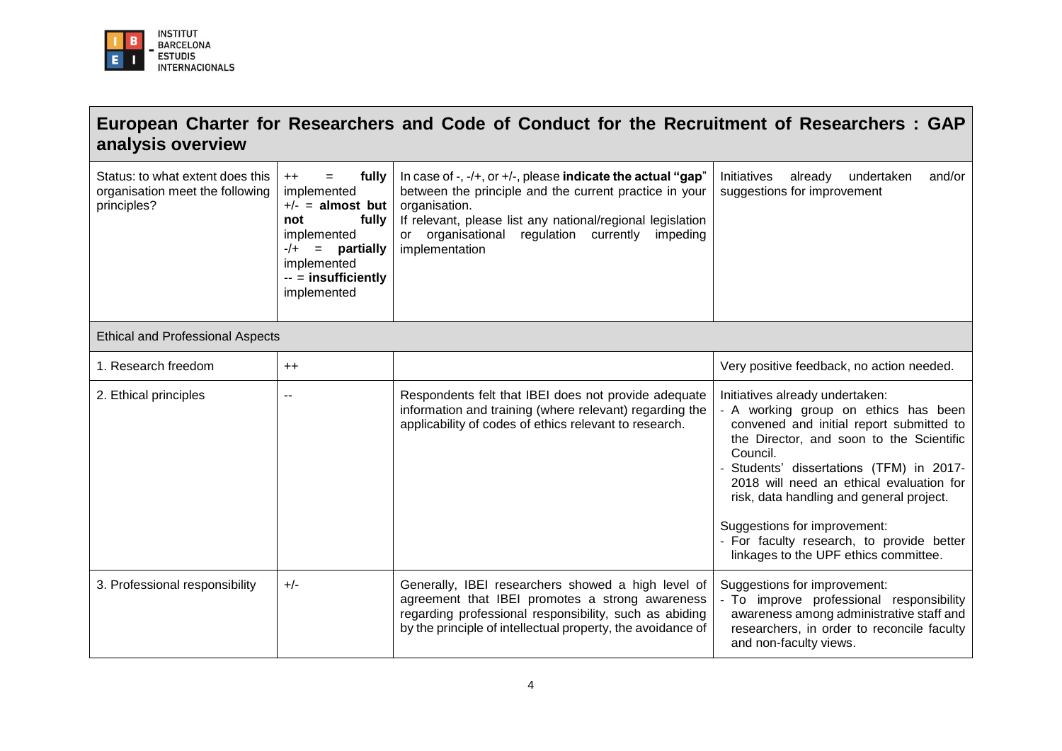## European Charter for Researchers and Code of Conduct for the Recruitment of Researchers : GAP analysis overview

| Status: to what extent does this organisation meet the following principles? | ++ = **fully** implemented<br>+/- = **almost but not fully** implemented<br>-/+ = **partially** implemented<br>-- = **insufficiently** implemented | In case of -, -/+, or +/-, please **indicate the actual "gap"** between the principle and the current practice in your organisation.<br>If relevant, please list any national/regional legislation or organisational regulation currently impeding implementation | Initiatives already undertaken and/or suggestions for improvement |
|---|---|---|---|
| Ethical and Professional Aspects | | | |
| 1. Research freedom | ++ | | Very positive feedback, no action needed. |
| 2. Ethical principles | -- | Respondents felt that IBEI does not provide adequate information and training (where relevant) regarding the applicability of codes of ethics relevant to research. | Initiatives already undertaken:<br>- A working group on ethics has been convened and initial report submitted to the Director, and soon to the Scientific Council.<br>- Students' dissertations (TFM) in 2017-2018 will need an ethical evaluation for risk, data handling and general project.<br><br>Suggestions for improvement:<br>- For faculty research, to provide better linkages to the UPF ethics committee. |
| 3. Professional responsibility | +/- | Generally, IBEI researchers showed a high level of agreement that IBEI promotes a strong awareness regarding professional responsibility, such as abiding by the principle of intellectual property, the avoidance of | Suggestions for improvement:<br>- To improve professional responsibility awareness among administrative staff and researchers, in order to reconcile faculty and non-faculty views. |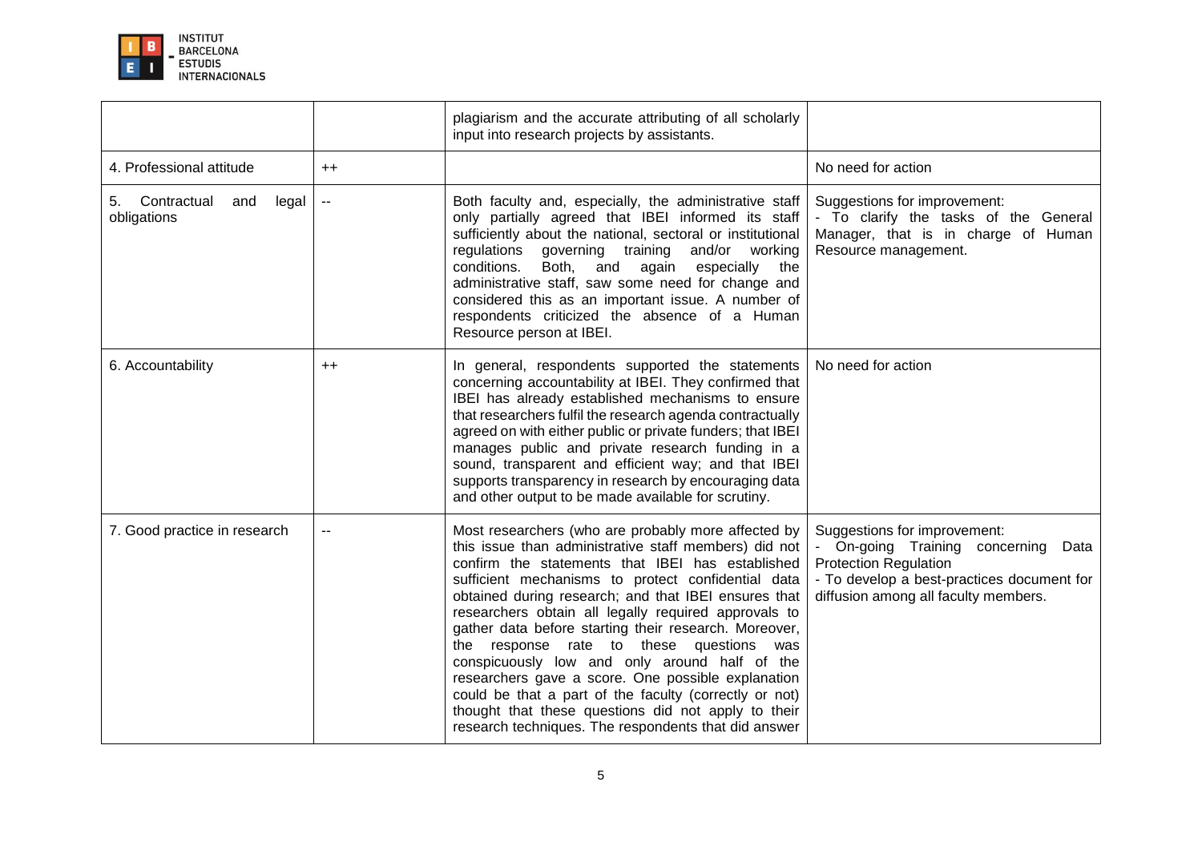| | | | |
|---|---|---|---|
| | | plagiarism and the accurate attributing of all scholarly input into research projects by assistants. | |
| 4. Professional attitude | ++ | | No need for action |
| 5. Contractual and legal obligations | -- | Both faculty and, especially, the administrative staff only partially agreed that IBEI informed its staff sufficiently about the national, sectoral or institutional regulations governing training and/or working conditions. Both, and again especially the administrative staff, saw some need for change and considered this as an important issue. A number of respondents criticized the absence of a Human Resource person at IBEI. | Suggestions for improvement:<br>- To clarify the tasks of the General Manager, that is in charge of Human Resource management. |
| 6. Accountability | ++ | In general, respondents supported the statements concerning accountability at IBEI. They confirmed that IBEI has already established mechanisms to ensure that researchers fulfil the research agenda contractually agreed on with either public or private funders; that IBEI manages public and private research funding in a sound, transparent and efficient way; and that IBEI supports transparency in research by encouraging data and other output to be made available for scrutiny. | No need for action |
| 7. Good practice in research | -- | Most researchers (who are probably more affected by this issue than administrative staff members) did not confirm the statements that IBEI has established sufficient mechanisms to protect confidential data obtained during research; and that IBEI ensures that researchers obtain all legally required approvals to gather data before starting their research. Moreover, the response rate to these questions was conspicuously low and only around half of the researchers gave a score. One possible explanation could be that a part of the faculty (correctly or not) thought that these questions did not apply to their research techniques. The respondents that did answer | Suggestions for improvement:<br>- On-going Training concerning Data Protection Regulation<br>- To develop a best-practices document for diffusion among all faculty members. |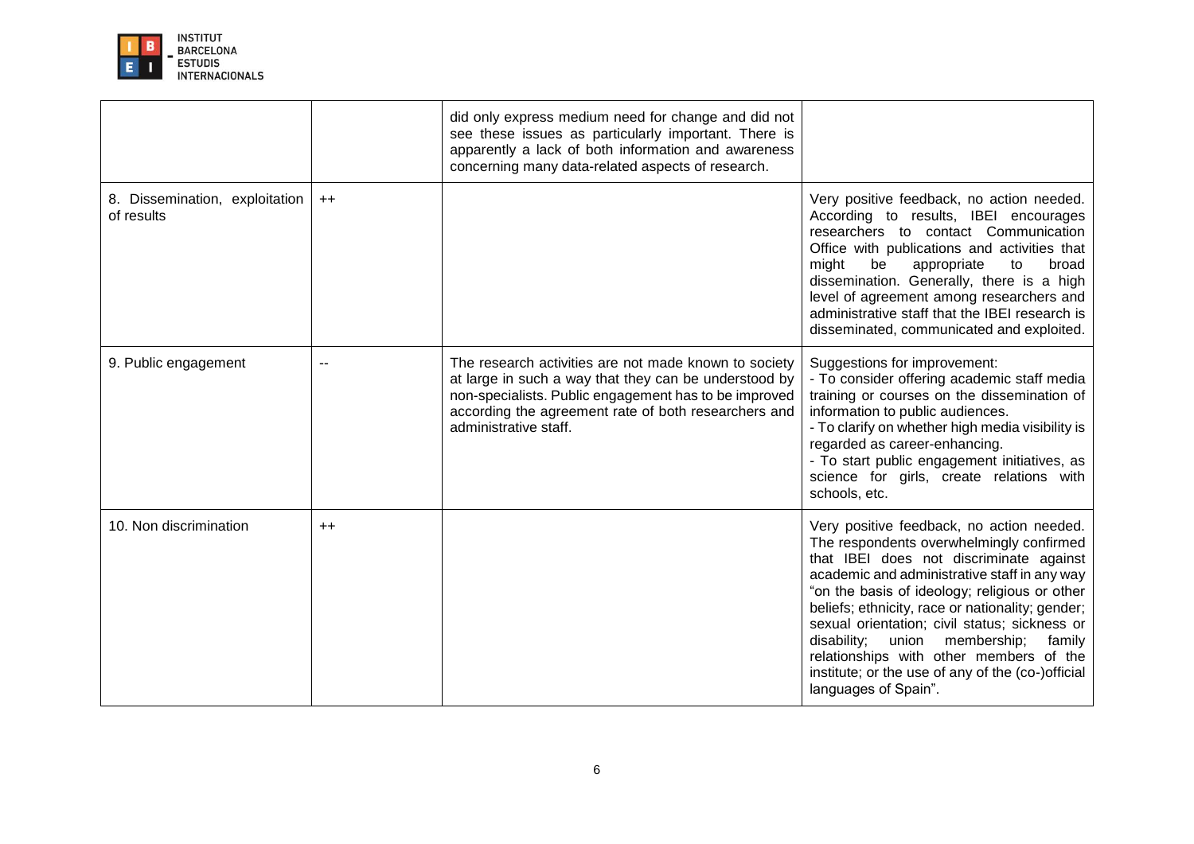|  |  |  |  |
|---|---|---|---|
|  |  | did only express medium need for change and did not see these issues as particularly important. There is apparently a lack of both information and awareness concerning many data-related aspects of research. |  |
| 8. Dissemination, exploitation of results | ++ |  | Very positive feedback, no action needed. According to results, IBEI encourages researchers to contact Communication Office with publications and activities that might be appropriate to broad dissemination. Generally, there is a high level of agreement among researchers and administrative staff that the IBEI research is disseminated, communicated and exploited. |
| 9. Public engagement | -- | The research activities are not made known to society at large in such a way that they can be understood by non-specialists. Public engagement has to be improved according the agreement rate of both researchers and administrative staff. | Suggestions for improvement:<br>- To consider offering academic staff media training or courses on the dissemination of information to public audiences.<br>- To clarify on whether high media visibility is regarded as career-enhancing.<br>- To start public engagement initiatives, as science for girls, create relations with schools, etc. |
| 10. Non discrimination | ++ |  | Very positive feedback, no action needed. The respondents overwhelmingly confirmed that IBEI does not discriminate against academic and administrative staff in any way "on the basis of ideology; religious or other beliefs; ethnicity, race or nationality; gender; sexual orientation; civil status; sickness or disability; union membership; family relationships with other members of the institute; or the use of any of the (co-)official languages of Spain". |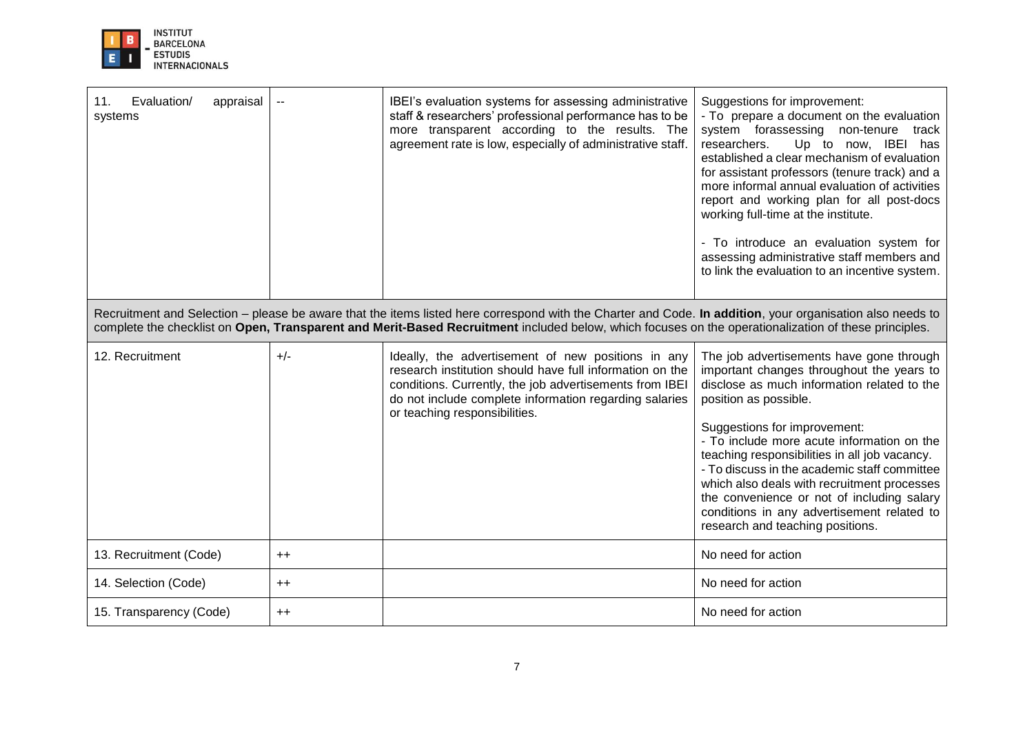| | | | |
|---|---|---|---|
| 11. Evaluation/ appraisal systems | -- | IBEI's evaluation systems for assessing administrative staff & researchers' professional performance has to be more transparent according to the results. The agreement rate is low, especially of administrative staff. | Suggestions for improvement:<br>- To prepare a document on the evaluation system forassessing non-tenure track researchers. Up to now, IBEI has established a clear mechanism of evaluation for assistant professors (tenure track) and a more informal annual evaluation of activities report and working plan for all post-docs working full-time at the institute.<br><br>- To introduce an evaluation system for assessing administrative staff members and to link the evaluation to an incentive system. |

Recruitment and Selection – please be aware that the items listed here correspond with the Charter and Code. **In addition**, your organisation also needs to complete the checklist on **Open, Transparent and Merit-Based Recruitment** included below, which focuses on the operationalization of these principles.

| | | | |
|---|---|---|---|
| 12. Recruitment | +/- | Ideally, the advertisement of new positions in any research institution should have full information on the conditions. Currently, the job advertisements from IBEI do not include complete information regarding salaries or teaching responsibilities. | The job advertisements have gone through important changes throughout the years to disclose as much information related to the position as possible.<br><br>Suggestions for improvement:<br>- To include more acute information on the teaching responsibilities in all job vacancy.<br>- To discuss in the academic staff committee which also deals with recruitment processes the convenience or not of including salary conditions in any advertisement related to research and teaching positions. |
| 13. Recruitment (Code) | ++ | | No need for action |
| 14. Selection (Code) | ++ | | No need for action |
| 15. Transparency (Code) | ++ | | No need for action |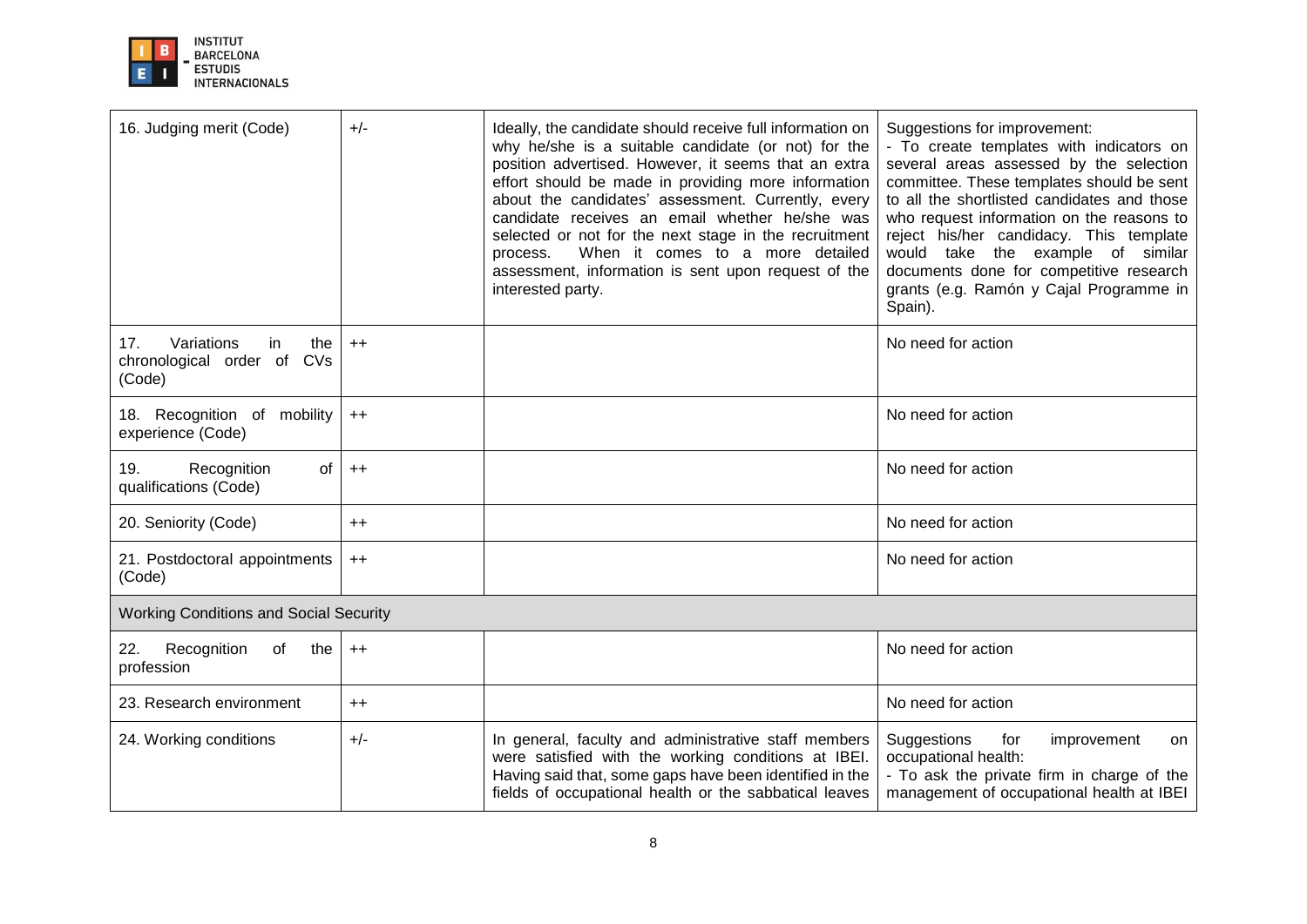| | | | |
|---|---|---|---|
| 16. Judging merit (Code) | +/- | Ideally, the candidate should receive full information on why he/she is a suitable candidate (or not) for the position advertised. However, it seems that an extra effort should be made in providing more information about the candidates' assessment. Currently, every candidate receives an email whether he/she was selected or not for the next stage in the recruitment process. When it comes to a more detailed assessment, information is sent upon request of the interested party. | Suggestions for improvement: - To create templates with indicators on several areas assessed by the selection committee. These templates should be sent to all the shortlisted candidates and those who request information on the reasons to reject his/her candidacy. This template would take the example of similar documents done for competitive research grants (e.g. Ramón y Cajal Programme in Spain). |
| 17. Variations in the chronological order of CVs (Code) | ++ | | No need for action |
| 18. Recognition of mobility experience (Code) | ++ | | No need for action |
| 19. Recognition of qualifications (Code) | ++ | | No need for action |
| 20. Seniority (Code) | ++ | | No need for action |
| 21. Postdoctoral appointments (Code) | ++ | | No need for action |
| Working Conditions and Social Security | | | |
| 22. Recognition of the profession | ++ | | No need for action |
| 23. Research environment | ++ | | No need for action |
| 24. Working conditions | +/- | In general, faculty and administrative staff members were satisfied with the working conditions at IBEI. Having said that, some gaps have been identified in the fields of occupational health or the sabbatical leaves | Suggestions for improvement on occupational health: - To ask the private firm in charge of the management of occupational health at IBEI |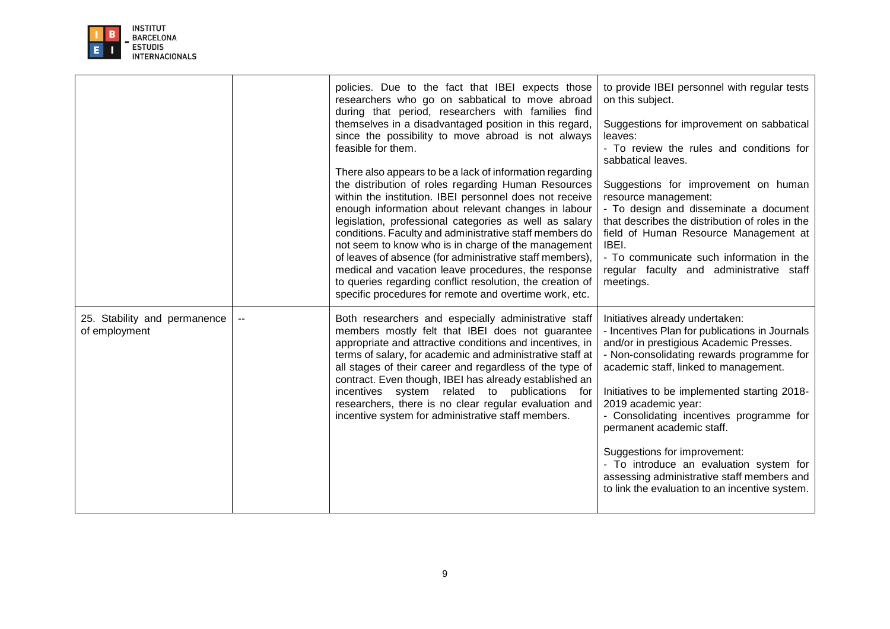| | | | |
|---|---|---|---|
| | | policies. Due to the fact that IBEI expects those researchers who go on sabbatical to move abroad during that period, researchers with families find themselves in a disadvantaged position in this regard, since the possibility to move abroad is not always feasible for them.<br><br>There also appears to be a lack of information regarding the distribution of roles regarding Human Resources within the institution. IBEI personnel does not receive enough information about relevant changes in labour legislation, professional categories as well as salary conditions. Faculty and administrative staff members do not seem to know who is in charge of the management of leaves of absence (for administrative staff members), medical and vacation leave procedures, the response to queries regarding conflict resolution, the creation of specific procedures for remote and overtime work, etc. | to provide IBEI personnel with regular tests on this subject.<br><br>Suggestions for improvement on sabbatical leaves:<br>- To review the rules and conditions for sabbatical leaves.<br><br>Suggestions for improvement on human resource management:<br>- To design and disseminate a document that describes the distribution of roles in the field of Human Resource Management at IBEI.<br>- To communicate such information in the regular faculty and administrative staff meetings. |
| 25. Stability and permanence of employment | -- | Both researchers and especially administrative staff members mostly felt that IBEI does not guarantee appropriate and attractive conditions and incentives, in terms of salary, for academic and administrative staff at all stages of their career and regardless of the type of contract. Even though, IBEI has already established an incentives system related to publications for researchers, there is no clear regular evaluation and incentive system for administrative staff members. | Initiatives already undertaken:<br>- Incentives Plan for publications in Journals and/or in prestigious Academic Presses.<br>- Non-consolidating rewards programme for academic staff, linked to management.<br><br>Initiatives to be implemented starting 2018-2019 academic year:<br>- Consolidating incentives programme for permanent academic staff.<br><br>Suggestions for improvement:<br>- To introduce an evaluation system for assessing administrative staff members and to link the evaluation to an incentive system. |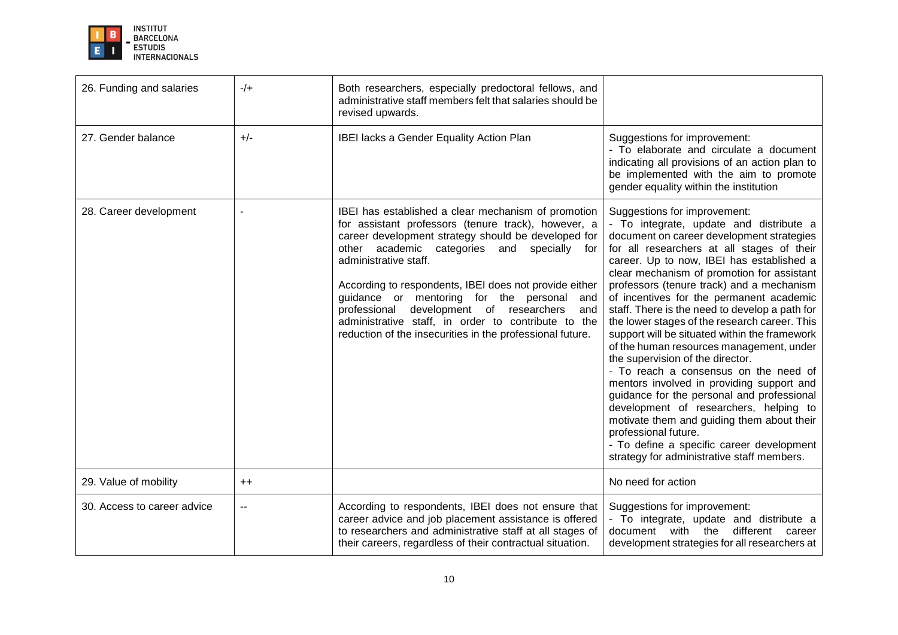| 26. Funding and salaries | -/+ | Both researchers, especially predoctoral fellows, and administrative staff members felt that salaries should be revised upwards. | |
|---|---|---|---|
| 27. Gender balance | +/- | IBEI lacks a Gender Equality Action Plan | Suggestions for improvement:<br>- To elaborate and circulate a document indicating all provisions of an action plan to be implemented with the aim to promote gender equality within the institution |
| 28. Career development | - | IBEI has established a clear mechanism of promotion for assistant professors (tenure track), however, a career development strategy should be developed for other academic categories and specially for administrative staff.<br><br>According to respondents, IBEI does not provide either guidance or mentoring for the personal and professional development of researchers and administrative staff, in order to contribute to the reduction of the insecurities in the professional future. | Suggestions for improvement:<br>- To integrate, update and distribute a document on career development strategies for all researchers at all stages of their career. Up to now, IBEI has established a clear mechanism of promotion for assistant professors (tenure track) and a mechanism of incentives for the permanent academic staff. There is the need to develop a path for the lower stages of the research career. This support will be situated within the framework of the human resources management, under the supervision of the director.<br>- To reach a consensus on the need of mentors involved in providing support and guidance for the personal and professional development of researchers, helping to motivate them and guiding them about their professional future.<br>- To define a specific career development strategy for administrative staff members. |
| 29. Value of mobility | ++ | | No need for action |
| 30. Access to career advice | -- | According to respondents, IBEI does not ensure that career advice and job placement assistance is offered to researchers and administrative staff at all stages of their careers, regardless of their contractual situation. | Suggestions for improvement:<br>- To integrate, update and distribute a document with the different career development strategies for all researchers at |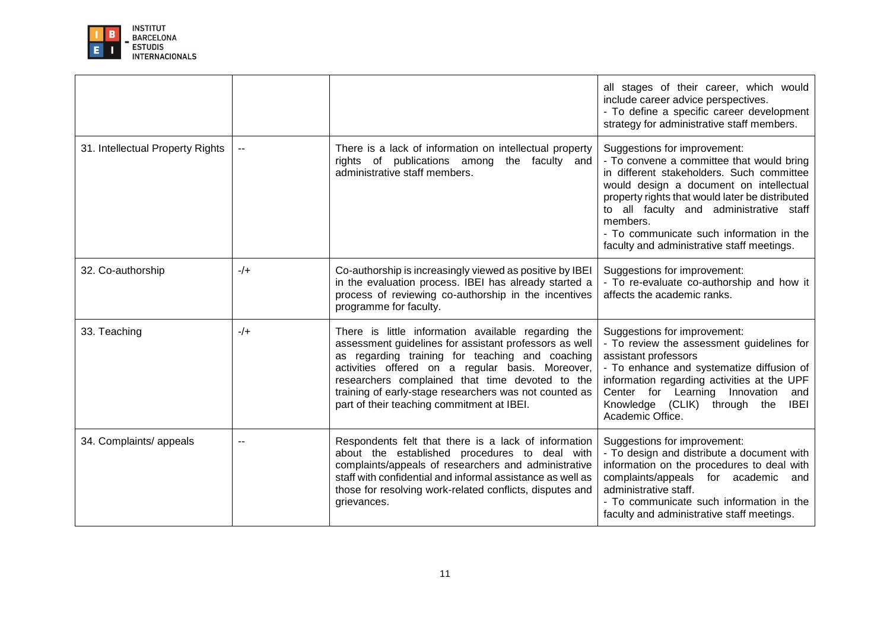| | | | |
|---|---|---|---|
| | | | all stages of their career, which would include career advice perspectives.<br>- To define a specific career development strategy for administrative staff members. |
| 31. Intellectual Property Rights | -- | There is a lack of information on intellectual property rights of publications among the faculty and administrative staff members. | Suggestions for improvement:<br>- To convene a committee that would bring in different stakeholders. Such committee would design a document on intellectual property rights that would later be distributed to all faculty and administrative staff members.<br>- To communicate such information in the faculty and administrative staff meetings. |
| 32. Co-authorship | -/+ | Co-authorship is increasingly viewed as positive by IBEI in the evaluation process. IBEI has already started a process of reviewing co-authorship in the incentives programme for faculty. | Suggestions for improvement:<br>- To re-evaluate co-authorship and how it affects the academic ranks. |
| 33. Teaching | -/+ | There is little information available regarding the assessment guidelines for assistant professors as well as regarding training for teaching and coaching activities offered on a regular basis. Moreover, researchers complained that time devoted to the training of early-stage researchers was not counted as part of their teaching commitment at IBEI. | Suggestions for improvement:<br>- To review the assessment guidelines for assistant professors<br>- To enhance and systematize diffusion of information regarding activities at the UPF Center for Learning Innovation and Knowledge (CLIK) through the IBEI Academic Office. |
| 34. Complaints/ appeals | -- | Respondents felt that there is a lack of information about the established procedures to deal with complaints/appeals of researchers and administrative staff with confidential and informal assistance as well as those for resolving work-related conflicts, disputes and grievances. | Suggestions for improvement:<br>- To design and distribute a document with information on the procedures to deal with complaints/appeals for academic and administrative staff.<br>- To communicate such information in the faculty and administrative staff meetings. |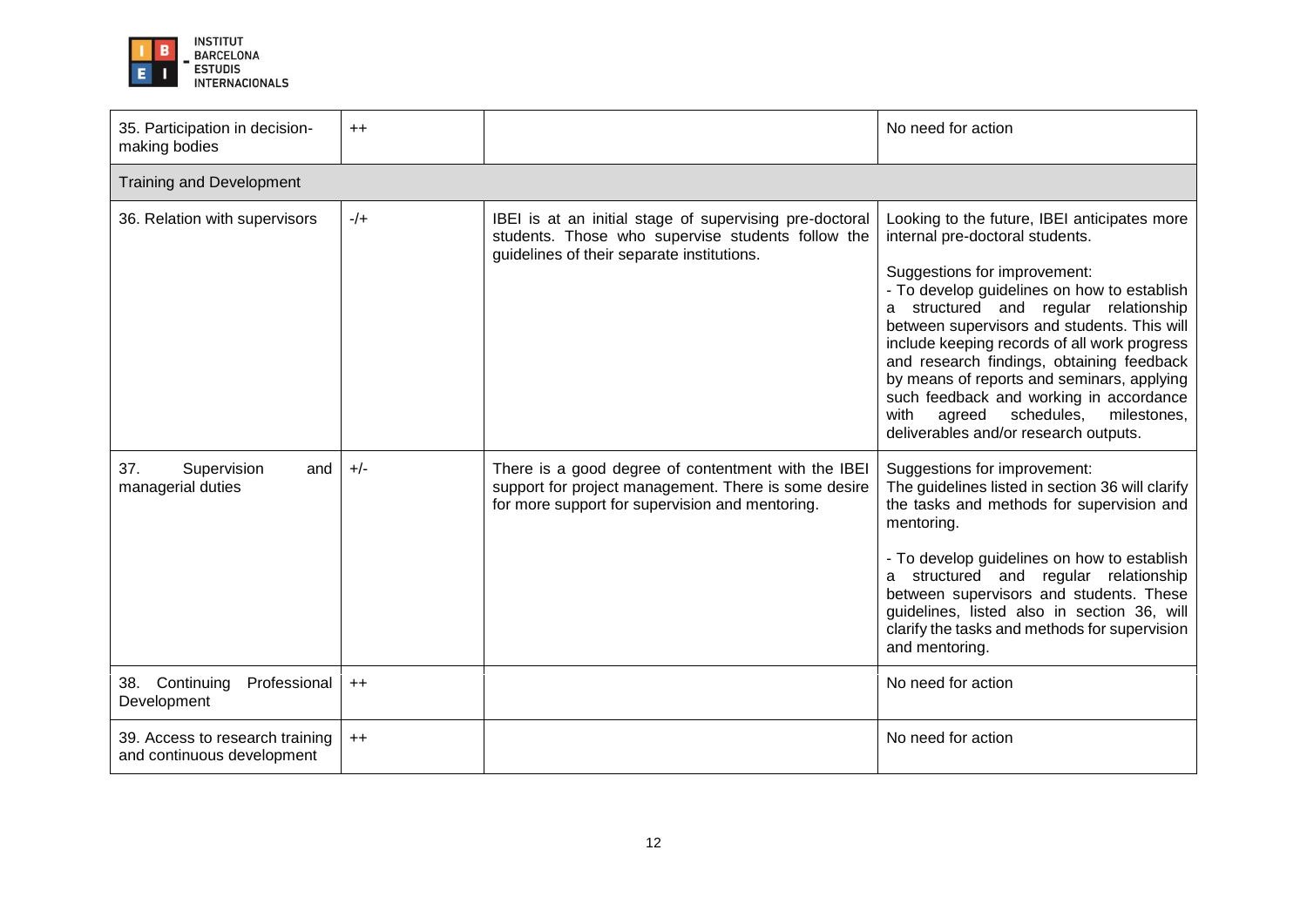| | | | |
|---|---|---|---|
| 35. Participation in decision-making bodies | ++ | | No need for action |
| **Training and Development** | | | |
| 36. Relation with supervisors | -/+ | IBEI is at an initial stage of supervising pre-doctoral students. Those who supervise students follow the guidelines of their separate institutions. | Looking to the future, IBEI anticipates more internal pre-doctoral students.<br><br>Suggestions for improvement:<br>- To develop guidelines on how to establish a structured and regular relationship between supervisors and students. This will include keeping records of all work progress and research findings, obtaining feedback by means of reports and seminars, applying such feedback and working in accordance with agreed schedules, milestones, deliverables and/or research outputs. |
| 37. Supervision and managerial duties | +/- | There is a good degree of contentment with the IBEI support for project management. There is some desire for more support for supervision and mentoring. | Suggestions for improvement:<br>The guidelines listed in section 36 will clarify the tasks and methods for supervision and mentoring.<br><br>- To develop guidelines on how to establish a structured and regular relationship between supervisors and students. These guidelines, listed also in section 36, will clarify the tasks and methods for supervision and mentoring. |
| 38. Continuing Professional Development | ++ | | No need for action |
| 39. Access to research training and continuous development | ++ | | No need for action |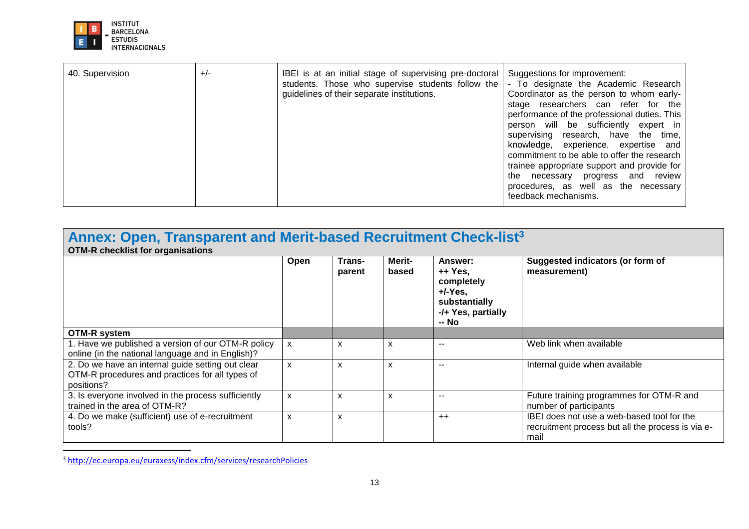| 40. Supervision | +/- | IBEI is at an initial stage of supervising pre-doctoral students. Those who supervise students follow the guidelines of their separate institutions. | Suggestions for improvement:<br>- To designate the Academic Research Coordinator as the person to whom early-stage researchers can refer for the performance of the professional duties. This person will be sufficiently expert in supervising research, have the time, knowledge, experience, expertise and commitment to be able to offer the research trainee appropriate support and provide for the necessary progress and review procedures, as well as the necessary feedback mechanisms. |
|---|---|---|---|

## Annex: Open, Transparent and Merit-based Recruitment Check-list[3]

**OTM-R checklist for organisations**

| | Open | Trans-parent | Merit-based | Answer:<br>++ Yes, completely<br>+/-Yes, substantially<br>-/+ Yes, partially<br>-- No | Suggested indicators (or form of measurement) |
|---|---|---|---|---|---|
| **OTM-R system** | | | | | |
| 1. Have we published a version of our OTM-R policy online (in the national language and in English)? | x | x | x | -- | Web link when available |
| 2. Do we have an internal guide setting out clear OTM-R procedures and practices for all types of positions? | x | x | x | -- | Internal guide when available |
| 3. Is everyone involved in the process sufficiently trained in the area of OTM-R? | x | x | x | -- | Future training programmes for OTM-R and number of participants |
| 4. Do we make (sufficient) use of e-recruitment tools? | x | x | | ++ | IBEI does not use a web-based tool for the recruitment process but all the process is via e-mail |

[3] http://ec.europa.eu/euraxess/index.cfm/services/researchPolicies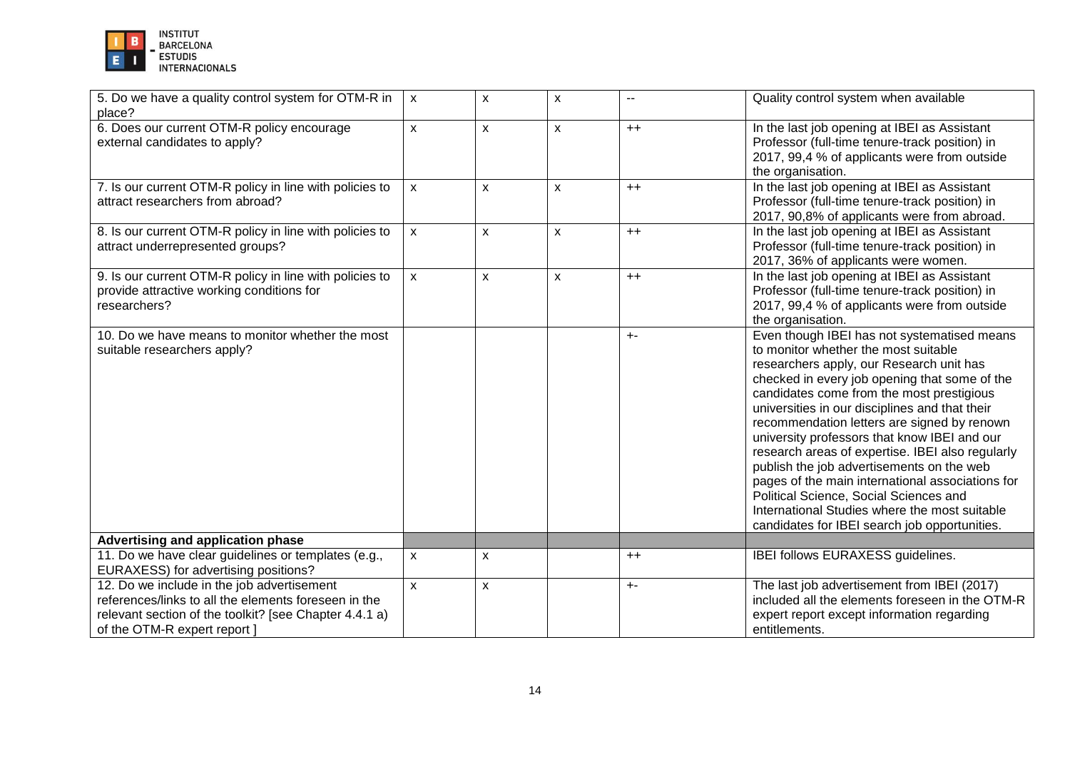| 5. Do we have a quality control system for OTM-R in place? | x | x | x | -- | Quality control system when available |
|---|---|---|---|---|---|
| 6. Does our current OTM-R policy encourage external candidates to apply? | x | x | x | ++ | In the last job opening at IBEI as Assistant Professor (full-time tenure-track position) in 2017, 99,4 % of applicants were from outside the organisation. |
| 7. Is our current OTM-R policy in line with policies to attract researchers from abroad? | x | x | x | ++ | In the last job opening at IBEI as Assistant Professor (full-time tenure-track position) in 2017, 90,8% of applicants were from abroad. |
| 8. Is our current OTM-R policy in line with policies to attract underrepresented groups? | x | x | x | ++ | In the last job opening at IBEI as Assistant Professor (full-time tenure-track position) in 2017, 36% of applicants were women. |
| 9. Is our current OTM-R policy in line with policies to provide attractive working conditions for researchers? | x | x | x | ++ | In the last job opening at IBEI as Assistant Professor (full-time tenure-track position) in 2017, 99,4 % of applicants were from outside the organisation. |
| 10. Do we have means to monitor whether the most suitable researchers apply? | | | | +- | Even though IBEI has not systematised means to monitor whether the most suitable researchers apply, our Research unit has checked in every job opening that some of the candidates come from the most prestigious universities in our disciplines and that their recommendation letters are signed by renown university professors that know IBEI and our research areas of expertise. IBEI also regularly publish the job advertisements on the web pages of the main international associations for Political Science, Social Sciences and International Studies where the most suitable candidates for IBEI search job opportunities. |
| **Advertising and application phase** | | | | | |
| 11. Do we have clear guidelines or templates (e.g., EURAXESS) for advertising positions? | x | x | | ++ | IBEI follows EURAXESS guidelines. |
| 12. Do we include in the job advertisement references/links to all the elements foreseen in the relevant section of the toolkit? [see Chapter 4.4.1 a) of the OTM-R expert report ] | x | x | | +- | The last job advertisement from IBEI (2017) included all the elements foreseen in the OTM-R expert report except information regarding entitlements. |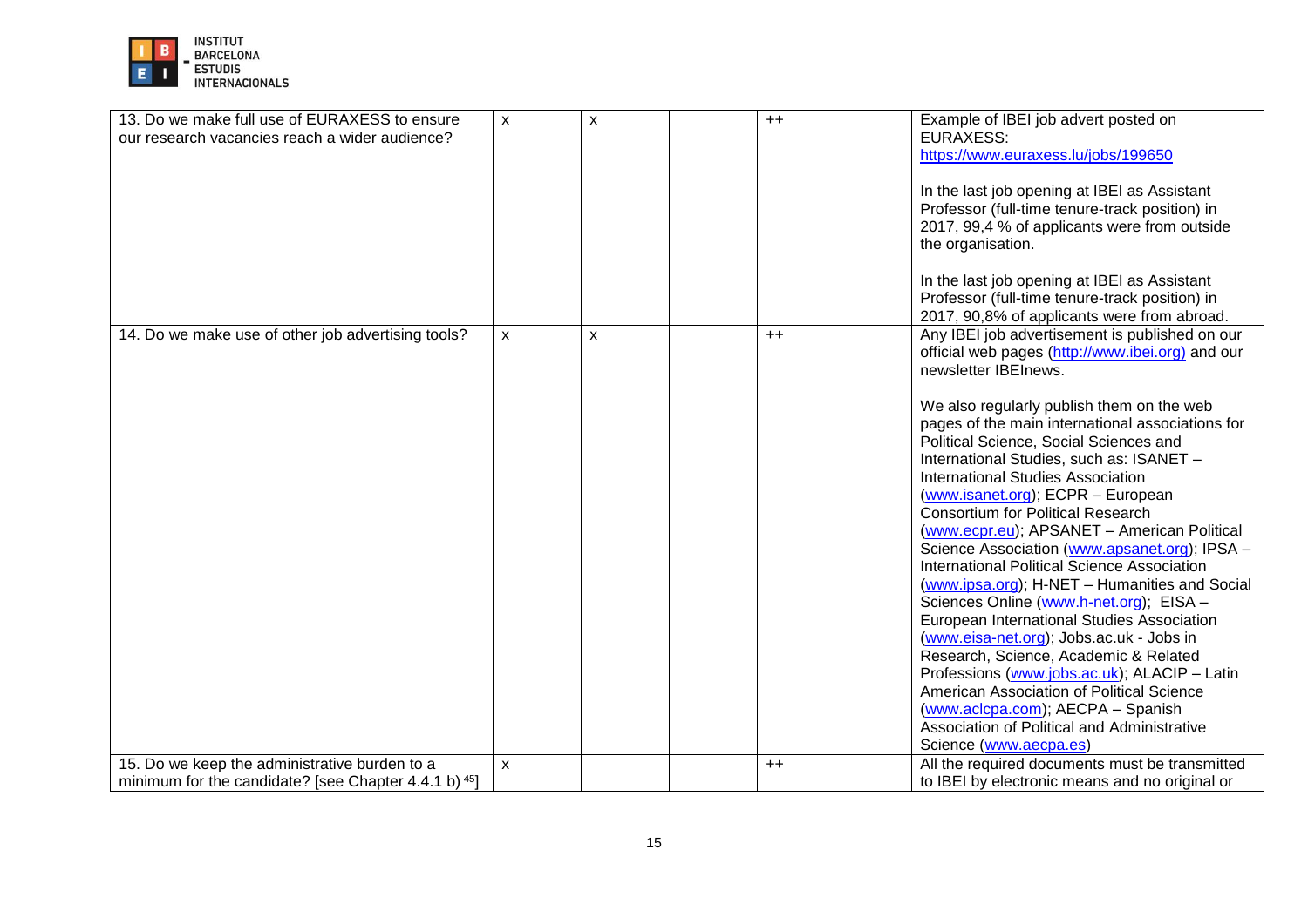| | | | | | |
|---|---|---|---|---|---|
| 13. Do we make full use of EURAXESS to ensure our research vacancies reach a wider audience? | x | x | | ++ | Example of IBEI job advert posted on EURAXESS: https://www.euraxess.lu/jobs/199650<br><br>In the last job opening at IBEI as Assistant Professor (full-time tenure-track position) in 2017, 99,4 % of applicants were from outside the organisation.<br><br>In the last job opening at IBEI as Assistant Professor (full-time tenure-track position) in 2017, 90,8% of applicants were from abroad. |
| 14. Do we make use of other job advertising tools? | x | x | | ++ | Any IBEI job advertisement is published on our official web pages (http://www.ibei.org) and our newsletter IBEInews.<br><br>We also regularly publish them on the web pages of the main international associations for Political Science, Social Sciences and International Studies, such as: ISANET – International Studies Association (www.isanet.org); ECPR – European Consortium for Political Research (www.ecpr.eu); APSANET – American Political Science Association (www.apsanet.org); IPSA – International Political Science Association (www.ipsa.org); H-NET – Humanities and Social Sciences Online (www.h-net.org); EISA – European International Studies Association (www.eisa-net.org); Jobs.ac.uk - Jobs in Research, Science, Academic & Related Professions (www.jobs.ac.uk); ALACIP – Latin American Association of Political Science (www.aclcpa.com); AECPA – Spanish Association of Political and Administrative Science (www.aecpa.es) |
| 15. Do we keep the administrative burden to a minimum for the candidate? [see Chapter 4.4.1 b) [45]] | x | | | ++ | All the required documents must be transmitted to IBEI by electronic means and no original or |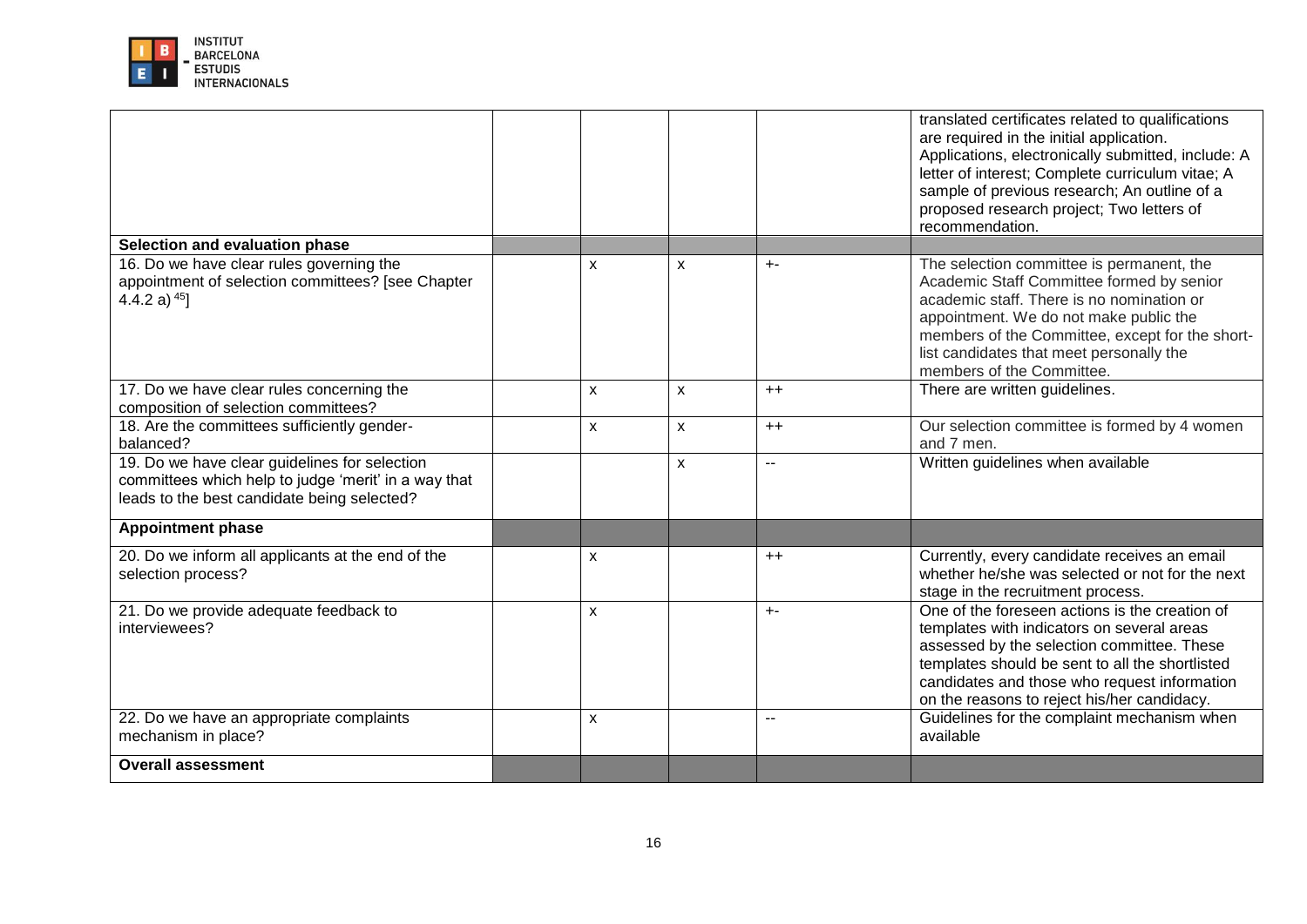| | | | | | |
|---|---|---|---|---|---|
| | | | | | translated certificates related to qualifications are required in the initial application. Applications, electronically submitted, include: A letter of interest; Complete curriculum vitae; A sample of previous research; An outline of a proposed research project; Two letters of recommendation. |
| **Selection and evaluation phase** | | | | | |
| 16. Do we have clear rules governing the appointment of selection committees? [see Chapter 4.4.2 a) [45]] | | x | x | +- | The selection committee is permanent, the Academic Staff Committee formed by senior academic staff. There is no nomination or appointment. We do not make public the members of the Committee, except for the short-list candidates that meet personally the members of the Committee. |
| 17. Do we have clear rules concerning the composition of selection committees? | | x | x | ++ | There are written guidelines. |
| 18. Are the committees sufficiently gender-balanced? | | x | x | ++ | Our selection committee is formed by 4 women and 7 men. |
| 19. Do we have clear guidelines for selection committees which help to judge 'merit' in a way that leads to the best candidate being selected? | | | x | -- | Written guidelines when available |
| **Appointment phase** | | | | | |
| 20. Do we inform all applicants at the end of the selection process? | | x | | ++ | Currently, every candidate receives an email whether he/she was selected or not for the next stage in the recruitment process. |
| 21. Do we provide adequate feedback to interviewees? | | x | | +- | One of the foreseen actions is the creation of templates with indicators on several areas assessed by the selection committee. These templates should be sent to all the shortlisted candidates and those who request information on the reasons to reject his/her candidacy. |
| 22. Do we have an appropriate complaints mechanism in place? | | x | | -- | Guidelines for the complaint mechanism when available |
| **Overall assessment** | | | | | |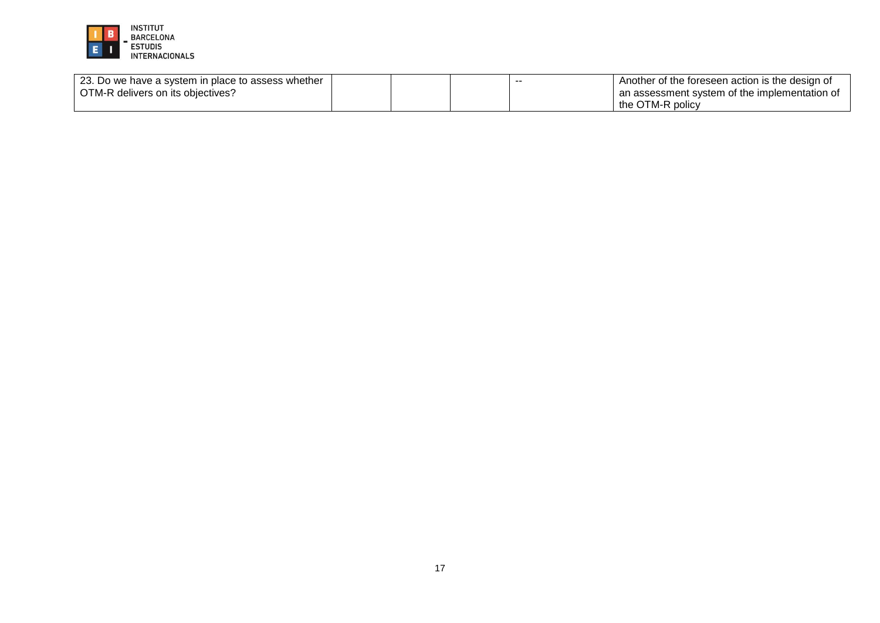| | | | | | |
|---|---|---|---|---|---|
| 23. Do we have a system in place to assess whether OTM-R delivers on its objectives? | | | | -- | Another of the foreseen action is the design of an assessment system of the implementation of the OTM-R policy |